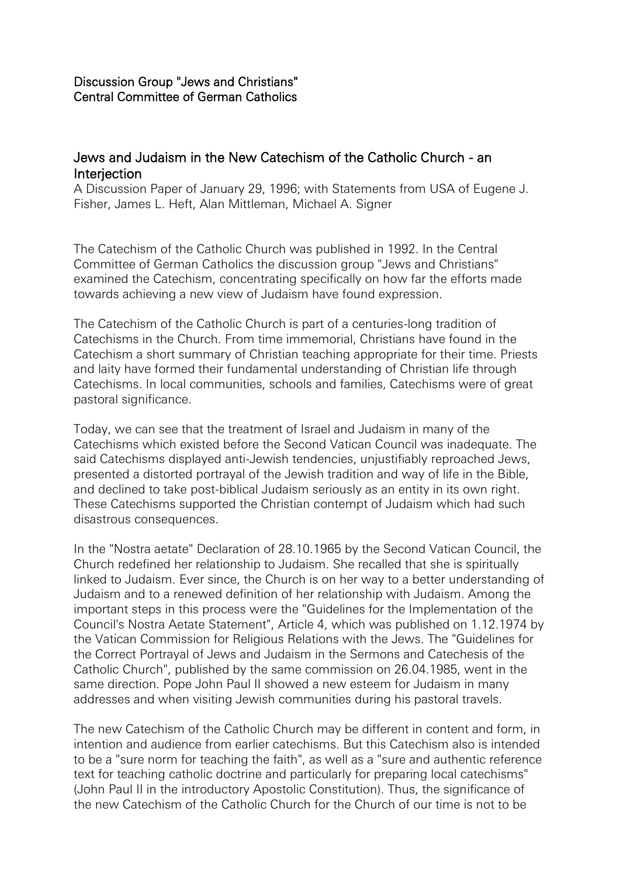Discussion Group "Jews and Christians"
Central Committee of German Catholics

## Jews and Judaism in the New Catechism of the Catholic Church - an Interjection

A Discussion Paper of January 29, 1996; with Statements from USA of Eugene J. Fisher, James L. Heft, Alan Mittleman, Michael A. Signer

The Catechism of the Catholic Church was published in 1992. In the Central Committee of German Catholics the discussion group "Jews and Christians" examined the Catechism, concentrating specifically on how far the efforts made towards achieving a new view of Judaism have found expression.

The Catechism of the Catholic Church is part of a centuries-long tradition of Catechisms in the Church. From time immemorial, Christians have found in the Catechism a short summary of Christian teaching appropriate for their time. Priests and laity have formed their fundamental understanding of Christian life through Catechisms. In local communities, schools and families, Catechisms were of great pastoral significance.

Today, we can see that the treatment of Israel and Judaism in many of the Catechisms which existed before the Second Vatican Council was inadequate. The said Catechisms displayed anti-Jewish tendencies, unjustifiably reproached Jews, presented a distorted portrayal of the Jewish tradition and way of life in the Bible, and declined to take post-biblical Judaism seriously as an entity in its own right. These Catechisms supported the Christian contempt of Judaism which had such disastrous consequences.

In the "Nostra aetate" Declaration of 28.10.1965 by the Second Vatican Council, the Church redefined her relationship to Judaism. She recalled that she is spiritually linked to Judaism. Ever since, the Church is on her way to a better understanding of Judaism and to a renewed definition of her relationship with Judaism. Among the important steps in this process were the "Guidelines for the Implementation of the Council's Nostra Aetate Statement", Article 4, which was published on 1.12.1974 by the Vatican Commission for Religious Relations with the Jews. The "Guidelines for the Correct Portrayal of Jews and Judaism in the Sermons and Catechesis of the Catholic Church", published by the same commission on 26.04.1985, went in the same direction. Pope John Paul II showed a new esteem for Judaism in many addresses and when visiting Jewish communities during his pastoral travels.

The new Catechism of the Catholic Church may be different in content and form, in intention and audience from earlier catechisms. But this Catechism also is intended to be a "sure norm for teaching the faith", as well as a "sure and authentic reference text for teaching catholic doctrine and particularly for preparing local catechisms" (John Paul II in the introductory Apostolic Constitution). Thus, the significance of the new Catechism of the Catholic Church for the Church of our time is not to be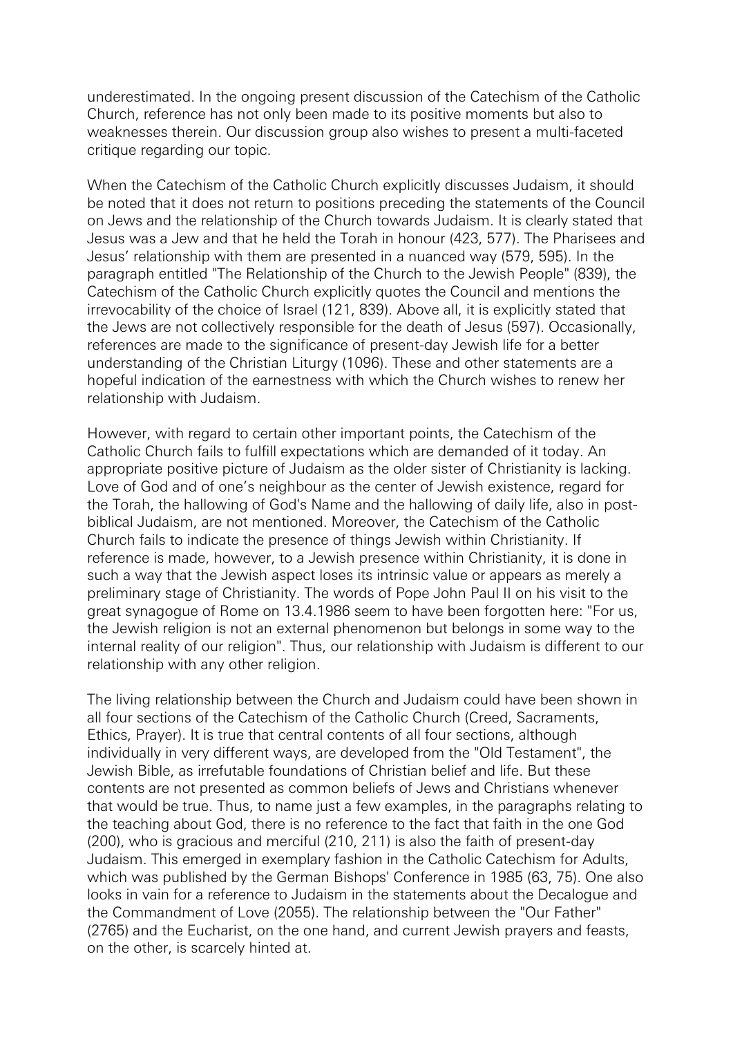underestimated. In the ongoing present discussion of the Catechism of the Catholic Church, reference has not only been made to its positive moments but also to weaknesses therein. Our discussion group also wishes to present a multi-faceted critique regarding our topic.

When the Catechism of the Catholic Church explicitly discusses Judaism, it should be noted that it does not return to positions preceding the statements of the Council on Jews and the relationship of the Church towards Judaism. It is clearly stated that Jesus was a Jew and that he held the Torah in honour (423, 577). The Pharisees and Jesus' relationship with them are presented in a nuanced way (579, 595). In the paragraph entitled "The Relationship of the Church to the Jewish People" (839), the Catechism of the Catholic Church explicitly quotes the Council and mentions the irrevocability of the choice of Israel (121, 839). Above all, it is explicitly stated that the Jews are not collectively responsible for the death of Jesus (597). Occasionally, references are made to the significance of present-day Jewish life for a better understanding of the Christian Liturgy (1096). These and other statements are a hopeful indication of the earnestness with which the Church wishes to renew her relationship with Judaism.

However, with regard to certain other important points, the Catechism of the Catholic Church fails to fulfill expectations which are demanded of it today. An appropriate positive picture of Judaism as the older sister of Christianity is lacking. Love of God and of one's neighbour as the center of Jewish existence, regard for the Torah, the hallowing of God's Name and the hallowing of daily life, also in post-biblical Judaism, are not mentioned. Moreover, the Catechism of the Catholic Church fails to indicate the presence of things Jewish within Christianity. If reference is made, however, to a Jewish presence within Christianity, it is done in such a way that the Jewish aspect loses its intrinsic value or appears as merely a preliminary stage of Christianity. The words of Pope John Paul II on his visit to the great synagogue of Rome on 13.4.1986 seem to have been forgotten here: "For us, the Jewish religion is not an external phenomenon but belongs in some way to the internal reality of our religion". Thus, our relationship with Judaism is different to our relationship with any other religion.

The living relationship between the Church and Judaism could have been shown in all four sections of the Catechism of the Catholic Church (Creed, Sacraments, Ethics, Prayer). It is true that central contents of all four sections, although individually in very different ways, are developed from the "Old Testament", the Jewish Bible, as irrefutable foundations of Christian belief and life. But these contents are not presented as common beliefs of Jews and Christians whenever that would be true. Thus, to name just a few examples, in the paragraphs relating to the teaching about God, there is no reference to the fact that faith in the one God (200), who is gracious and merciful (210, 211) is also the faith of present-day Judaism. This emerged in exemplary fashion in the Catholic Catechism for Adults, which was published by the German Bishops' Conference in 1985 (63, 75). One also looks in vain for a reference to Judaism in the statements about the Decalogue and the Commandment of Love (2055). The relationship between the "Our Father" (2765) and the Eucharist, on the one hand, and current Jewish prayers and feasts, on the other, is scarcely hinted at.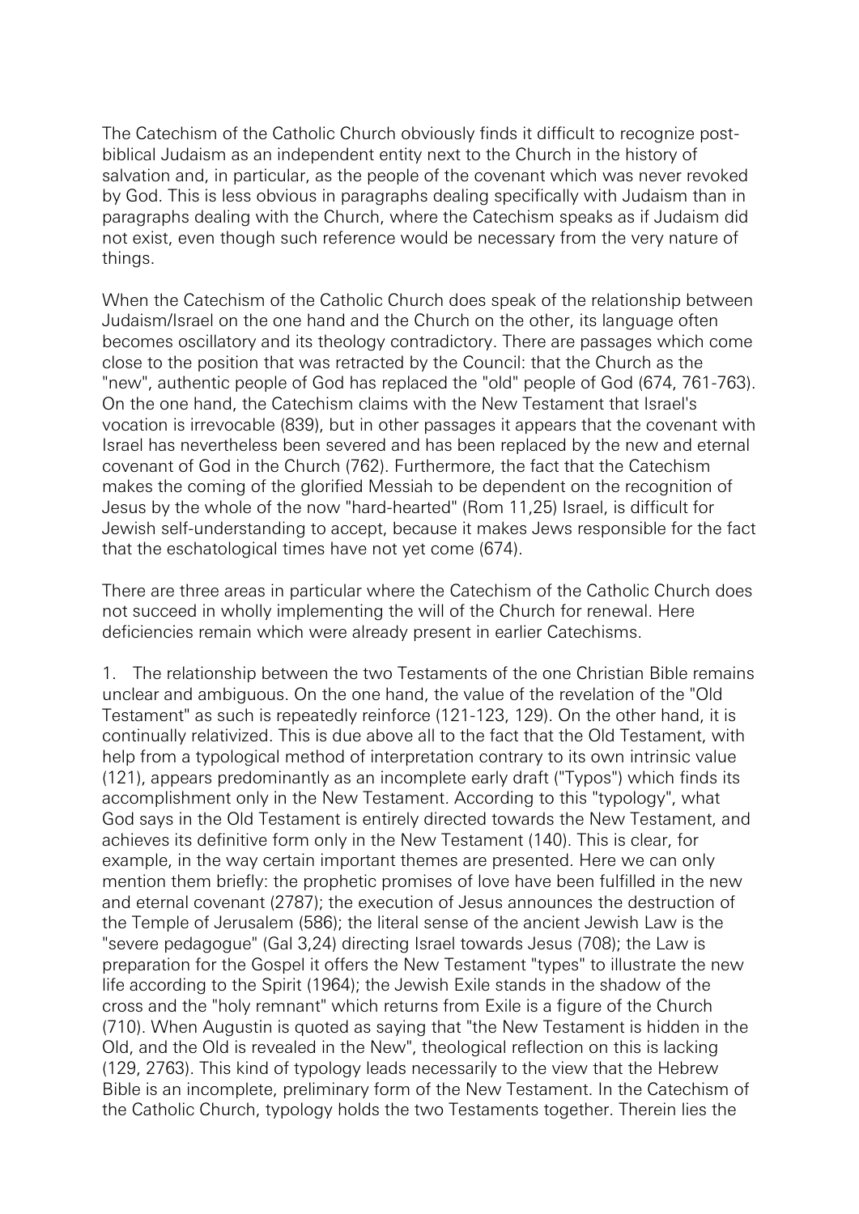The Catechism of the Catholic Church obviously finds it difficult to recognize post-biblical Judaism as an independent entity next to the Church in the history of salvation and, in particular, as the people of the covenant which was never revoked by God. This is less obvious in paragraphs dealing specifically with Judaism than in paragraphs dealing with the Church, where the Catechism speaks as if Judaism did not exist, even though such reference would be necessary from the very nature of things.

When the Catechism of the Catholic Church does speak of the relationship between Judaism/Israel on the one hand and the Church on the other, its language often becomes oscillatory and its theology contradictory. There are passages which come close to the position that was retracted by the Council: that the Church as the "new", authentic people of God has replaced the "old" people of God (674, 761-763). On the one hand, the Catechism claims with the New Testament that Israel's vocation is irrevocable (839), but in other passages it appears that the covenant with Israel has nevertheless been severed and has been replaced by the new and eternal covenant of God in the Church (762). Furthermore, the fact that the Catechism makes the coming of the glorified Messiah to be dependent on the recognition of Jesus by the whole of the now "hard-hearted" (Rom 11,25) Israel, is difficult for Jewish self-understanding to accept, because it makes Jews responsible for the fact that the eschatological times have not yet come (674).

There are three areas in particular where the Catechism of the Catholic Church does not succeed in wholly implementing the will of the Church for renewal. Here deficiencies remain which were already present in earlier Catechisms.

1. The relationship between the two Testaments of the one Christian Bible remains unclear and ambiguous. On the one hand, the value of the revelation of the "Old Testament" as such is repeatedly reinforce (121-123, 129). On the other hand, it is continually relativized. This is due above all to the fact that the Old Testament, with help from a typological method of interpretation contrary to its own intrinsic value (121), appears predominantly as an incomplete early draft ("Typos") which finds its accomplishment only in the New Testament. According to this "typology", what God says in the Old Testament is entirely directed towards the New Testament, and achieves its definitive form only in the New Testament (140). This is clear, for example, in the way certain important themes are presented. Here we can only mention them briefly: the prophetic promises of love have been fulfilled in the new and eternal covenant (2787); the execution of Jesus announces the destruction of the Temple of Jerusalem (586); the literal sense of the ancient Jewish Law is the "severe pedagogue" (Gal 3,24) directing Israel towards Jesus (708); the Law is preparation for the Gospel it offers the New Testament "types" to illustrate the new life according to the Spirit (1964); the Jewish Exile stands in the shadow of the cross and the "holy remnant" which returns from Exile is a figure of the Church (710). When Augustin is quoted as saying that "the New Testament is hidden in the Old, and the Old is revealed in the New", theological reflection on this is lacking (129, 2763). This kind of typology leads necessarily to the view that the Hebrew Bible is an incomplete, preliminary form of the New Testament. In the Catechism of the Catholic Church, typology holds the two Testaments together. Therein lies the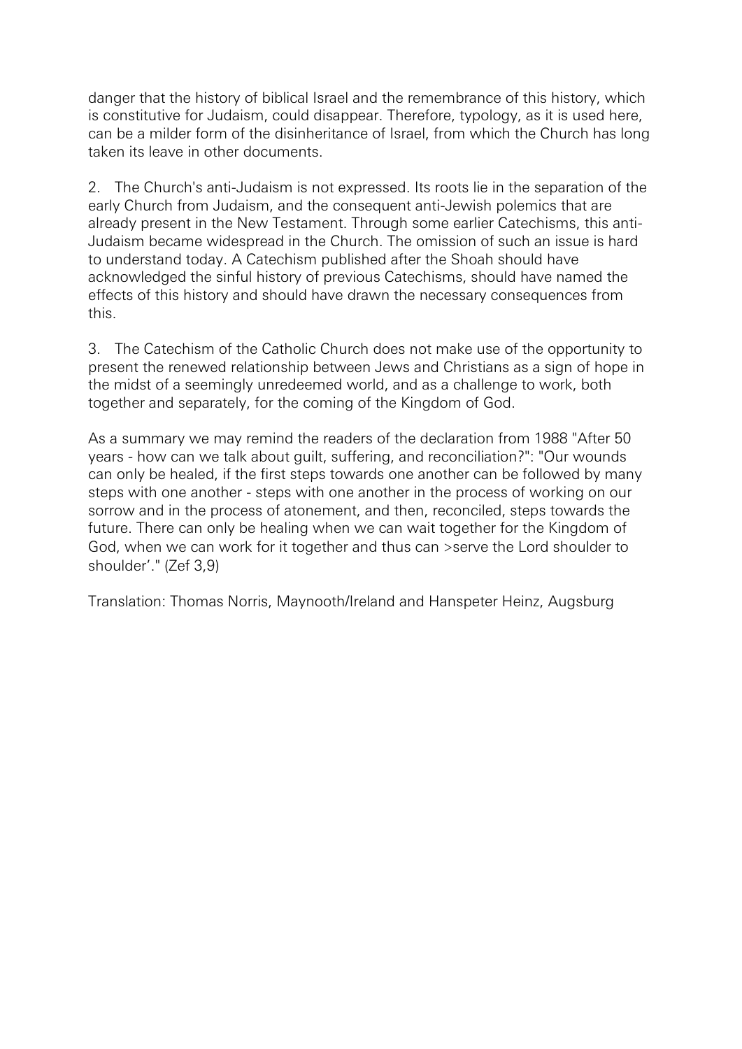danger that the history of biblical Israel and the remembrance of this history, which is constitutive for Judaism, could disappear. Therefore, typology, as it is used here, can be a milder form of the disinheritance of Israel, from which the Church has long taken its leave in other documents.

2. The Church's anti-Judaism is not expressed. Its roots lie in the separation of the early Church from Judaism, and the consequent anti-Jewish polemics that are already present in the New Testament. Through some earlier Catechisms, this anti-Judaism became widespread in the Church. The omission of such an issue is hard to understand today. A Catechism published after the Shoah should have acknowledged the sinful history of previous Catechisms, should have named the effects of this history and should have drawn the necessary consequences from this.

3. The Catechism of the Catholic Church does not make use of the opportunity to present the renewed relationship between Jews and Christians as a sign of hope in the midst of a seemingly unredeemed world, and as a challenge to work, both together and separately, for the coming of the Kingdom of God.

As a summary we may remind the readers of the declaration from 1988 "After 50 years - how can we talk about guilt, suffering, and reconciliation?": "Our wounds can only be healed, if the first steps towards one another can be followed by many steps with one another - steps with one another in the process of working on our sorrow and in the process of atonement, and then, reconciled, steps towards the future. There can only be healing when we can wait together for the Kingdom of God, when we can work for it together and thus can >serve the Lord shoulder to shoulder'." (Zef 3,9)

Translation: Thomas Norris, Maynooth/Ireland and Hanspeter Heinz, Augsburg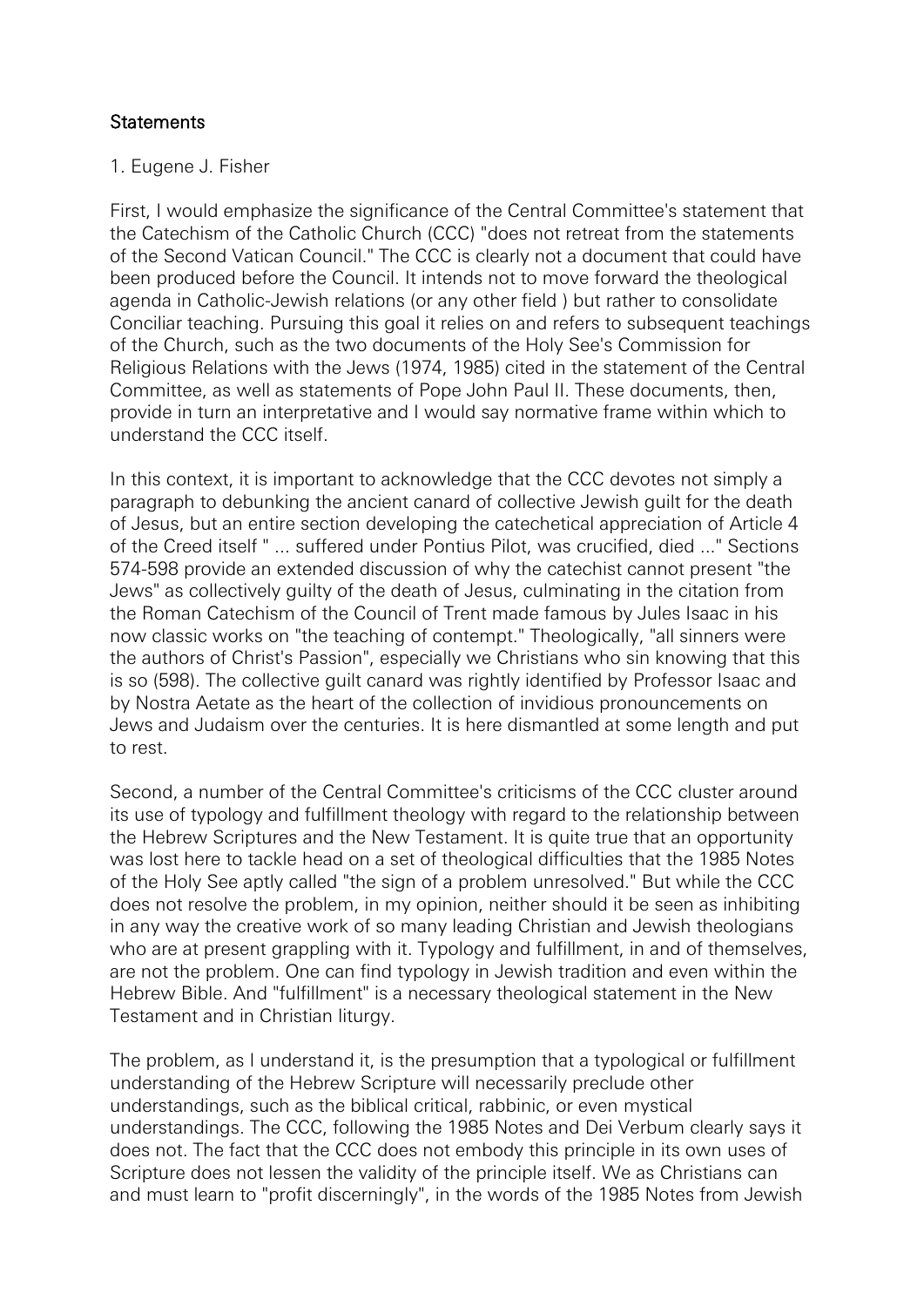## Statements

1. Eugene J. Fisher

First, I would emphasize the significance of the Central Committee's statement that the Catechism of the Catholic Church (CCC) "does not retreat from the statements of the Second Vatican Council." The CCC is clearly not a document that could have been produced before the Council. It intends not to move forward the theological agenda in Catholic-Jewish relations (or any other field ) but rather to consolidate Conciliar teaching. Pursuing this goal it relies on and refers to subsequent teachings of the Church, such as the two documents of the Holy See's Commission for Religious Relations with the Jews (1974, 1985) cited in the statement of the Central Committee, as well as statements of Pope John Paul II. These documents, then, provide in turn an interpretative and I would say normative frame within which to understand the CCC itself.

In this context, it is important to acknowledge that the CCC devotes not simply a paragraph to debunking the ancient canard of collective Jewish guilt for the death of Jesus, but an entire section developing the catechetical appreciation of Article 4 of the Creed itself " ... suffered under Pontius Pilot, was crucified, died ..." Sections 574-598 provide an extended discussion of why the catechist cannot present "the Jews" as collectively guilty of the death of Jesus, culminating in the citation from the Roman Catechism of the Council of Trent made famous by Jules Isaac in his now classic works on "the teaching of contempt." Theologically, "all sinners were the authors of Christ's Passion", especially we Christians who sin knowing that this is so (598). The collective guilt canard was rightly identified by Professor Isaac and by Nostra Aetate as the heart of the collection of invidious pronouncements on Jews and Judaism over the centuries. It is here dismantled at some length and put to rest.

Second, a number of the Central Committee's criticisms of the CCC cluster around its use of typology and fulfillment theology with regard to the relationship between the Hebrew Scriptures and the New Testament. It is quite true that an opportunity was lost here to tackle head on a set of theological difficulties that the 1985 Notes of the Holy See aptly called "the sign of a problem unresolved." But while the CCC does not resolve the problem, in my opinion, neither should it be seen as inhibiting in any way the creative work of so many leading Christian and Jewish theologians who are at present grappling with it. Typology and fulfillment, in and of themselves, are not the problem. One can find typology in Jewish tradition and even within the Hebrew Bible. And "fulfillment" is a necessary theological statement in the New Testament and in Christian liturgy.

The problem, as I understand it, is the presumption that a typological or fulfillment understanding of the Hebrew Scripture will necessarily preclude other understandings, such as the biblical critical, rabbinic, or even mystical understandings. The CCC, following the 1985 Notes and Dei Verbum clearly says it does not. The fact that the CCC does not embody this principle in its own uses of Scripture does not lessen the validity of the principle itself. We as Christians can and must learn to "profit discerningly", in the words of the 1985 Notes from Jewish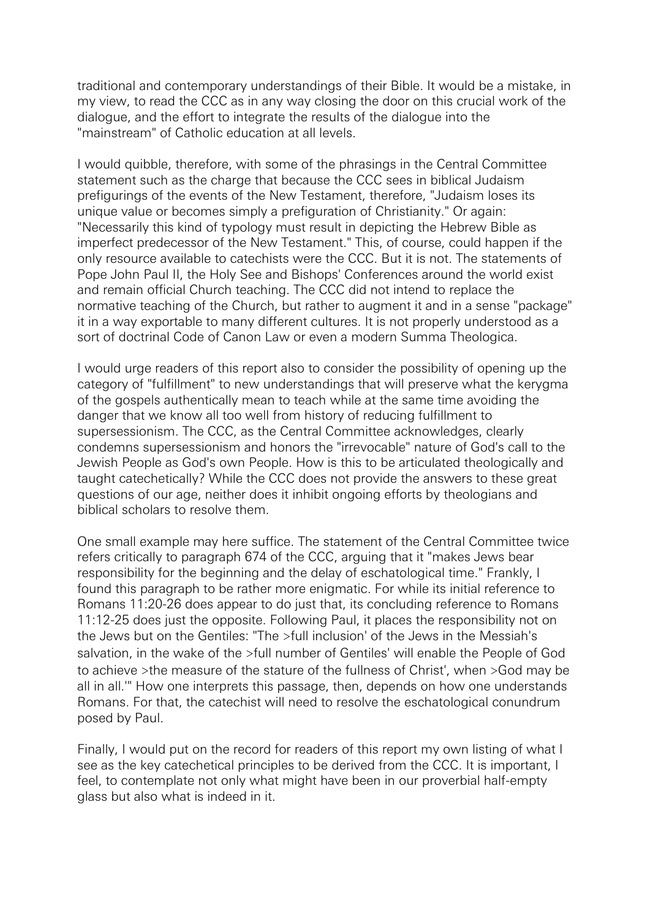traditional and contemporary understandings of their Bible. It would be a mistake, in my view, to read the CCC as in any way closing the door on this crucial work of the dialogue, and the effort to integrate the results of the dialogue into the "mainstream" of Catholic education at all levels.

I would quibble, therefore, with some of the phrasings in the Central Committee statement such as the charge that because the CCC sees in biblical Judaism prefigurings of the events of the New Testament, therefore, "Judaism loses its unique value or becomes simply a prefiguration of Christianity." Or again: "Necessarily this kind of typology must result in depicting the Hebrew Bible as imperfect predecessor of the New Testament." This, of course, could happen if the only resource available to catechists were the CCC. But it is not. The statements of Pope John Paul II, the Holy See and Bishops' Conferences around the world exist and remain official Church teaching. The CCC did not intend to replace the normative teaching of the Church, but rather to augment it and in a sense "package" it in a way exportable to many different cultures. It is not properly understood as a sort of doctrinal Code of Canon Law or even a modern Summa Theologica.

I would urge readers of this report also to consider the possibility of opening up the category of "fulfillment" to new understandings that will preserve what the kerygma of the gospels authentically mean to teach while at the same time avoiding the danger that we know all too well from history of reducing fulfillment to supersessionism. The CCC, as the Central Committee acknowledges, clearly condemns supersessionism and honors the "irrevocable" nature of God's call to the Jewish People as God's own People. How is this to be articulated theologically and taught catechetically? While the CCC does not provide the answers to these great questions of our age, neither does it inhibit ongoing efforts by theologians and biblical scholars to resolve them.

One small example may here suffice. The statement of the Central Committee twice refers critically to paragraph 674 of the CCC, arguing that it "makes Jews bear responsibility for the beginning and the delay of eschatological time." Frankly, I found this paragraph to be rather more enigmatic. For while its initial reference to Romans 11:20-26 does appear to do just that, its concluding reference to Romans 11:12-25 does just the opposite. Following Paul, it places the responsibility not on the Jews but on the Gentiles: "The >full inclusion' of the Jews in the Messiah's salvation, in the wake of the >full number of Gentiles' will enable the People of God to achieve >the measure of the stature of the fullness of Christ', when >God may be all in all.'" How one interprets this passage, then, depends on how one understands Romans. For that, the catechist will need to resolve the eschatological conundrum posed by Paul.

Finally, I would put on the record for readers of this report my own listing of what I see as the key catechetical principles to be derived from the CCC. It is important, I feel, to contemplate not only what might have been in our proverbial half-empty glass but also what is indeed in it.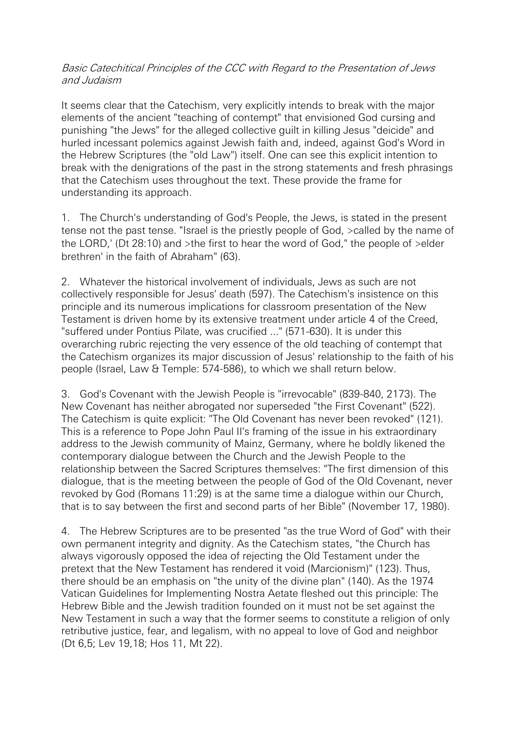*Basic Catechitical Principles of the CCC with Regard to the Presentation of Jews and Judaism*

It seems clear that the Catechism, very explicitly intends to break with the major elements of the ancient "teaching of contempt" that envisioned God cursing and punishing "the Jews" for the alleged collective guilt in killing Jesus "deicide" and hurled incessant polemics against Jewish faith and, indeed, against God's Word in the Hebrew Scriptures (the "old Law") itself. One can see this explicit intention to break with the denigrations of the past in the strong statements and fresh phrasings that the Catechism uses throughout the text. These provide the frame for understanding its approach.

1. The Church's understanding of God's People, the Jews, is stated in the present tense not the past tense. "Israel is the priestly people of God, >called by the name of the LORD,' (Dt 28:10) and >the first to hear the word of God," the people of >elder brethren' in the faith of Abraham" (63).

2. Whatever the historical involvement of individuals, Jews as such are not collectively responsible for Jesus' death (597). The Catechism's insistence on this principle and its numerous implications for classroom presentation of the New Testament is driven home by its extensive treatment under article 4 of the Creed, "suffered under Pontius Pilate, was crucified ..." (571-630). It is under this overarching rubric rejecting the very essence of the old teaching of contempt that the Catechism organizes its major discussion of Jesus' relationship to the faith of his people (Israel, Law & Temple: 574-586), to which we shall return below.

3. God's Covenant with the Jewish People is "irrevocable" (839-840, 2173). The New Covenant has neither abrogated nor superseded "the First Covenant" (522). The Catechism is quite explicit: "The Old Covenant has never been revoked" (121). This is a reference to Pope John Paul II's framing of the issue in his extraordinary address to the Jewish community of Mainz, Germany, where he boldly likened the contemporary dialogue between the Church and the Jewish People to the relationship between the Sacred Scriptures themselves: "The first dimension of this dialogue, that is the meeting between the people of God of the Old Covenant, never revoked by God (Romans 11:29) is at the same time a dialogue within our Church, that is to say between the first and second parts of her Bible" (November 17, 1980).

4. The Hebrew Scriptures are to be presented "as the true Word of God" with their own permanent integrity and dignity. As the Catechism states, "the Church has always vigorously opposed the idea of rejecting the Old Testament under the pretext that the New Testament has rendered it void (Marcionism)" (123). Thus, there should be an emphasis on "the unity of the divine plan" (140). As the 1974 Vatican Guidelines for Implementing Nostra Aetate fleshed out this principle: The Hebrew Bible and the Jewish tradition founded on it must not be set against the New Testament in such a way that the former seems to constitute a religion of only retributive justice, fear, and legalism, with no appeal to love of God and neighbor (Dt 6,5; Lev 19,18; Hos 11, Mt 22).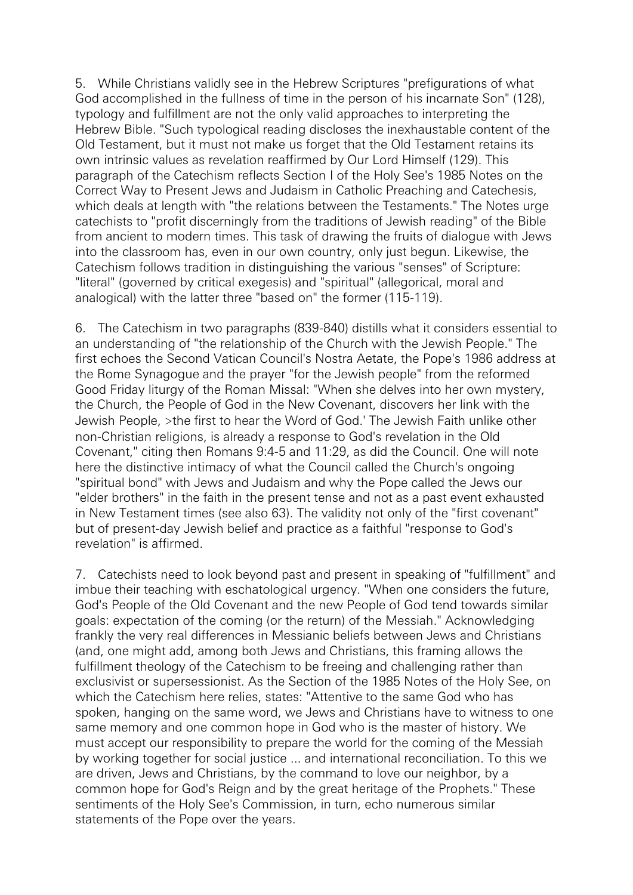5. While Christians validly see in the Hebrew Scriptures "prefigurations of what God accomplished in the fullness of time in the person of his incarnate Son" (128), typology and fulfillment are not the only valid approaches to interpreting the Hebrew Bible. "Such typological reading discloses the inexhaustable content of the Old Testament, but it must not make us forget that the Old Testament retains its own intrinsic values as revelation reaffirmed by Our Lord Himself (129). This paragraph of the Catechism reflects Section I of the Holy See's 1985 Notes on the Correct Way to Present Jews and Judaism in Catholic Preaching and Catechesis, which deals at length with "the relations between the Testaments." The Notes urge catechists to "profit discerningly from the traditions of Jewish reading" of the Bible from ancient to modern times. This task of drawing the fruits of dialogue with Jews into the classroom has, even in our own country, only just begun. Likewise, the Catechism follows tradition in distinguishing the various "senses" of Scripture: "literal" (governed by critical exegesis) and "spiritual" (allegorical, moral and analogical) with the latter three "based on" the former (115-119).

6. The Catechism in two paragraphs (839-840) distills what it considers essential to an understanding of "the relationship of the Church with the Jewish People." The first echoes the Second Vatican Council's Nostra Aetate, the Pope's 1986 address at the Rome Synagogue and the prayer "for the Jewish people" from the reformed Good Friday liturgy of the Roman Missal: "When she delves into her own mystery, the Church, the People of God in the New Covenant, discovers her link with the Jewish People, >the first to hear the Word of God.' The Jewish Faith unlike other non-Christian religions, is already a response to God's revelation in the Old Covenant," citing then Romans 9:4-5 and 11:29, as did the Council. One will note here the distinctive intimacy of what the Council called the Church's ongoing "spiritual bond" with Jews and Judaism and why the Pope called the Jews our "elder brothers" in the faith in the present tense and not as a past event exhausted in New Testament times (see also 63). The validity not only of the "first covenant" but of present-day Jewish belief and practice as a faithful "response to God's revelation" is affirmed.

7. Catechists need to look beyond past and present in speaking of "fulfillment" and imbue their teaching with eschatological urgency. "When one considers the future, God's People of the Old Covenant and the new People of God tend towards similar goals: expectation of the coming (or the return) of the Messiah." Acknowledging frankly the very real differences in Messianic beliefs between Jews and Christians (and, one might add, among both Jews and Christians, this framing allows the fulfillment theology of the Catechism to be freeing and challenging rather than exclusivist or supersessionist. As the Section of the 1985 Notes of the Holy See, on which the Catechism here relies, states: "Attentive to the same God who has spoken, hanging on the same word, we Jews and Christians have to witness to one same memory and one common hope in God who is the master of history. We must accept our responsibility to prepare the world for the coming of the Messiah by working together for social justice ... and international reconciliation. To this we are driven, Jews and Christians, by the command to love our neighbor, by a common hope for God's Reign and by the great heritage of the Prophets." These sentiments of the Holy See's Commission, in turn, echo numerous similar statements of the Pope over the years.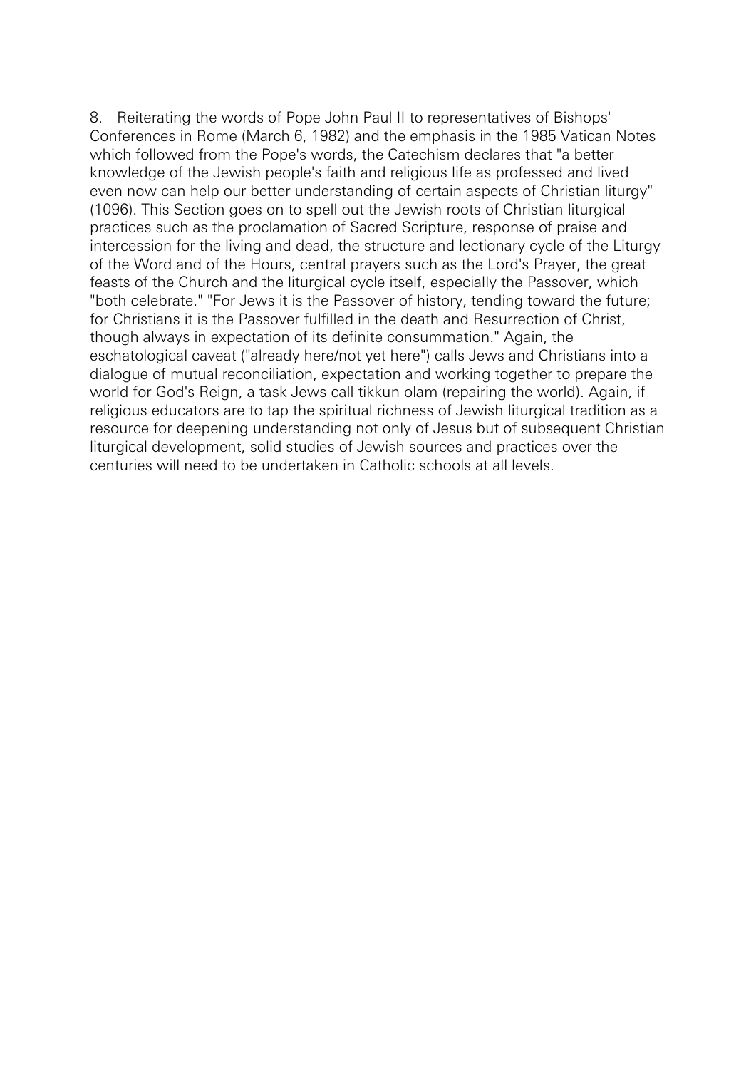8. Reiterating the words of Pope John Paul II to representatives of Bishops' Conferences in Rome (March 6, 1982) and the emphasis in the 1985 Vatican Notes which followed from the Pope's words, the Catechism declares that "a better knowledge of the Jewish people's faith and religious life as professed and lived even now can help our better understanding of certain aspects of Christian liturgy" (1096). This Section goes on to spell out the Jewish roots of Christian liturgical practices such as the proclamation of Sacred Scripture, response of praise and intercession for the living and dead, the structure and lectionary cycle of the Liturgy of the Word and of the Hours, central prayers such as the Lord's Prayer, the great feasts of the Church and the liturgical cycle itself, especially the Passover, which "both celebrate." "For Jews it is the Passover of history, tending toward the future; for Christians it is the Passover fulfilled in the death and Resurrection of Christ, though always in expectation of its definite consummation." Again, the eschatological caveat ("already here/not yet here") calls Jews and Christians into a dialogue of mutual reconciliation, expectation and working together to prepare the world for God's Reign, a task Jews call tikkun olam (repairing the world). Again, if religious educators are to tap the spiritual richness of Jewish liturgical tradition as a resource for deepening understanding not only of Jesus but of subsequent Christian liturgical development, solid studies of Jewish sources and practices over the centuries will need to be undertaken in Catholic schools at all levels.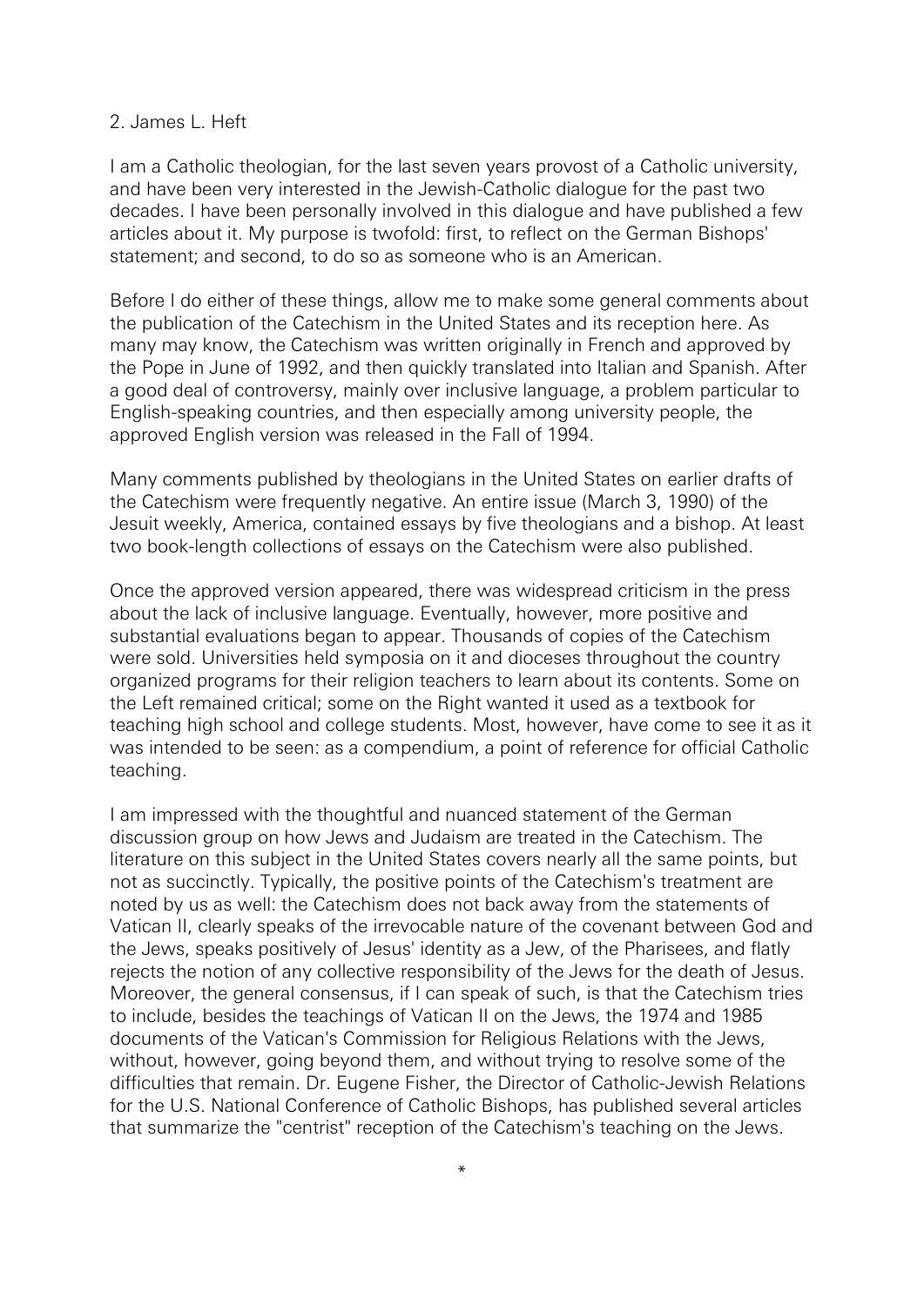## 2. James L. Heft

I am a Catholic theologian, for the last seven years provost of a Catholic university, and have been very interested in the Jewish-Catholic dialogue for the past two decades. I have been personally involved in this dialogue and have published a few articles about it. My purpose is twofold: first, to reflect on the German Bishops' statement; and second, to do so as someone who is an American.

Before I do either of these things, allow me to make some general comments about the publication of the Catechism in the United States and its reception here. As many may know, the Catechism was written originally in French and approved by the Pope in June of 1992, and then quickly translated into Italian and Spanish. After a good deal of controversy, mainly over inclusive language, a problem particular to English-speaking countries, and then especially among university people, the approved English version was released in the Fall of 1994.

Many comments published by theologians in the United States on earlier drafts of the Catechism were frequently negative. An entire issue (March 3, 1990) of the Jesuit weekly, America, contained essays by five theologians and a bishop. At least two book-length collections of essays on the Catechism were also published.

Once the approved version appeared, there was widespread criticism in the press about the lack of inclusive language. Eventually, however, more positive and substantial evaluations began to appear. Thousands of copies of the Catechism were sold. Universities held symposia on it and dioceses throughout the country organized programs for their religion teachers to learn about its contents. Some on the Left remained critical; some on the Right wanted it used as a textbook for teaching high school and college students. Most, however, have come to see it as it was intended to be seen: as a compendium, a point of reference for official Catholic teaching.

I am impressed with the thoughtful and nuanced statement of the German discussion group on how Jews and Judaism are treated in the Catechism. The literature on this subject in the United States covers nearly all the same points, but not as succinctly. Typically, the positive points of the Catechism's treatment are noted by us as well: the Catechism does not back away from the statements of Vatican II, clearly speaks of the irrevocable nature of the covenant between God and the Jews, speaks positively of Jesus' identity as a Jew, of the Pharisees, and flatly rejects the notion of any collective responsibility of the Jews for the death of Jesus. Moreover, the general consensus, if I can speak of such, is that the Catechism tries to include, besides the teachings of Vatican II on the Jews, the 1974 and 1985 documents of the Vatican's Commission for Religious Relations with the Jews, without, however, going beyond them, and without trying to resolve some of the difficulties that remain. Dr. Eugene Fisher, the Director of Catholic-Jewish Relations for the U.S. National Conference of Catholic Bishops, has published several articles that summarize the "centrist" reception of the Catechism's teaching on the Jews.

*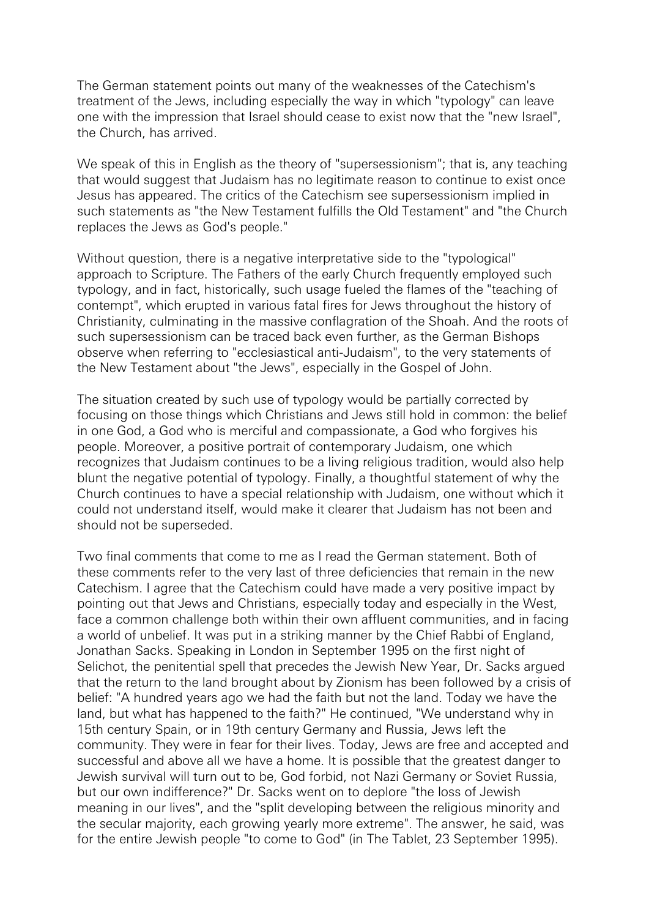The German statement points out many of the weaknesses of the Catechism's treatment of the Jews, including especially the way in which "typology" can leave one with the impression that Israel should cease to exist now that the "new Israel", the Church, has arrived.

We speak of this in English as the theory of "supersessionism"; that is, any teaching that would suggest that Judaism has no legitimate reason to continue to exist once Jesus has appeared. The critics of the Catechism see supersessionism implied in such statements as "the New Testament fulfills the Old Testament" and "the Church replaces the Jews as God's people."

Without question, there is a negative interpretative side to the "typological" approach to Scripture. The Fathers of the early Church frequently employed such typology, and in fact, historically, such usage fueled the flames of the "teaching of contempt", which erupted in various fatal fires for Jews throughout the history of Christianity, culminating in the massive conflagration of the Shoah. And the roots of such supersessionism can be traced back even further, as the German Bishops observe when referring to "ecclesiastical anti-Judaism", to the very statements of the New Testament about "the Jews", especially in the Gospel of John.

The situation created by such use of typology would be partially corrected by focusing on those things which Christians and Jews still hold in common: the belief in one God, a God who is merciful and compassionate, a God who forgives his people. Moreover, a positive portrait of contemporary Judaism, one which recognizes that Judaism continues to be a living religious tradition, would also help blunt the negative potential of typology. Finally, a thoughtful statement of why the Church continues to have a special relationship with Judaism, one without which it could not understand itself, would make it clearer that Judaism has not been and should not be superseded.

Two final comments that come to me as I read the German statement. Both of these comments refer to the very last of three deficiencies that remain in the new Catechism. I agree that the Catechism could have made a very positive impact by pointing out that Jews and Christians, especially today and especially in the West, face a common challenge both within their own affluent communities, and in facing a world of unbelief. It was put in a striking manner by the Chief Rabbi of England, Jonathan Sacks. Speaking in London in September 1995 on the first night of Selichot, the penitential spell that precedes the Jewish New Year, Dr. Sacks argued that the return to the land brought about by Zionism has been followed by a crisis of belief: "A hundred years ago we had the faith but not the land. Today we have the land, but what has happened to the faith?" He continued, "We understand why in 15th century Spain, or in 19th century Germany and Russia, Jews left the community. They were in fear for their lives. Today, Jews are free and accepted and successful and above all we have a home. It is possible that the greatest danger to Jewish survival will turn out to be, God forbid, not Nazi Germany or Soviet Russia, but our own indifference?" Dr. Sacks went on to deplore "the loss of Jewish meaning in our lives", and the "split developing between the religious minority and the secular majority, each growing yearly more extreme". The answer, he said, was for the entire Jewish people "to come to God" (in The Tablet, 23 September 1995).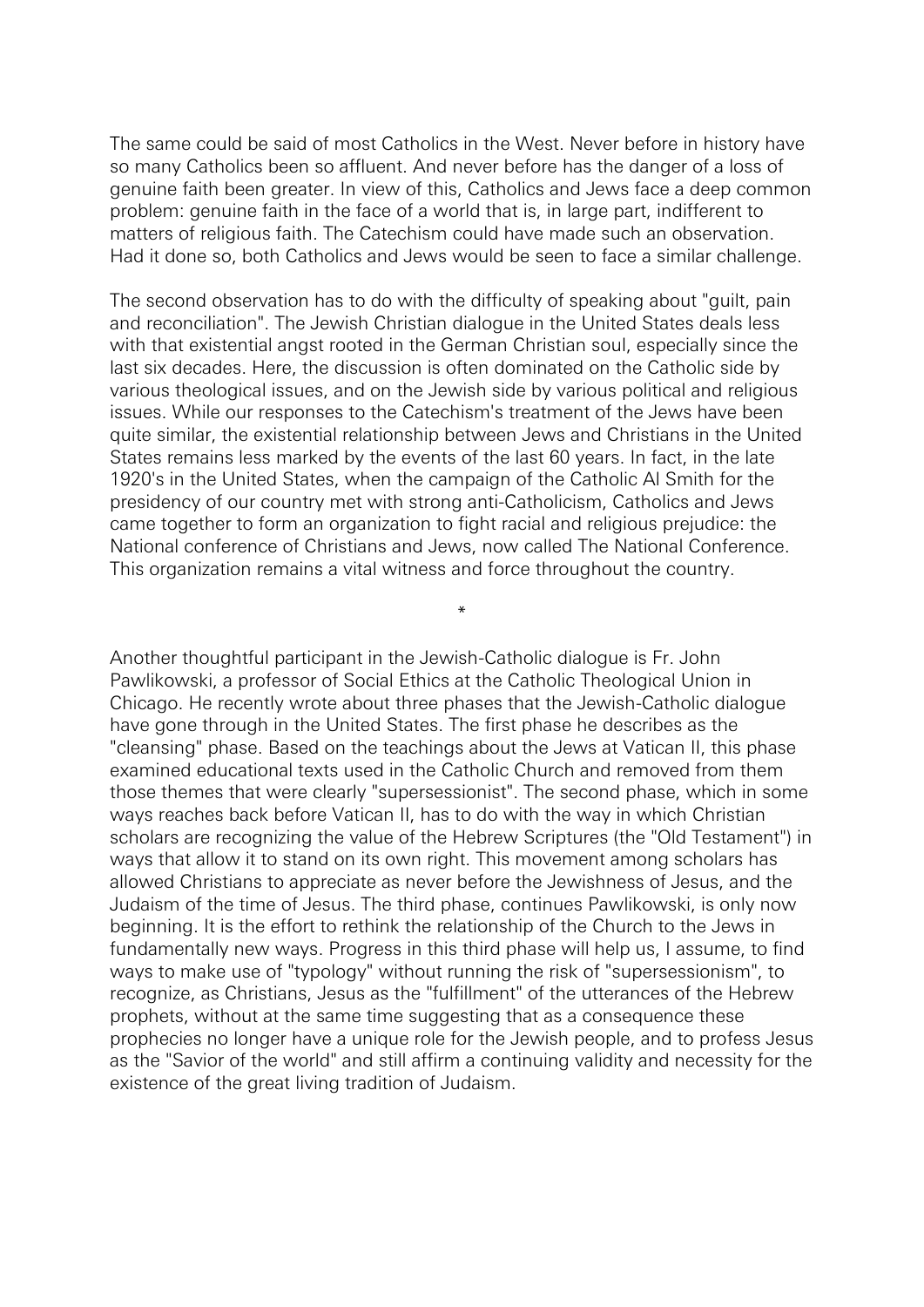The same could be said of most Catholics in the West. Never before in history have so many Catholics been so affluent. And never before has the danger of a loss of genuine faith been greater. In view of this, Catholics and Jews face a deep common problem: genuine faith in the face of a world that is, in large part, indifferent to matters of religious faith. The Catechism could have made such an observation. Had it done so, both Catholics and Jews would be seen to face a similar challenge.

The second observation has to do with the difficulty of speaking about "guilt, pain and reconciliation". The Jewish Christian dialogue in the United States deals less with that existential angst rooted in the German Christian soul, especially since the last six decades. Here, the discussion is often dominated on the Catholic side by various theological issues, and on the Jewish side by various political and religious issues. While our responses to the Catechism's treatment of the Jews have been quite similar, the existential relationship between Jews and Christians in the United States remains less marked by the events of the last 60 years. In fact, in the late 1920's in the United States, when the campaign of the Catholic Al Smith for the presidency of our country met with strong anti-Catholicism, Catholics and Jews came together to form an organization to fight racial and religious prejudice: the National conference of Christians and Jews, now called The National Conference. This organization remains a vital witness and force throughout the country.

*

Another thoughtful participant in the Jewish-Catholic dialogue is Fr. John Pawlikowski, a professor of Social Ethics at the Catholic Theological Union in Chicago. He recently wrote about three phases that the Jewish-Catholic dialogue have gone through in the United States. The first phase he describes as the "cleansing" phase. Based on the teachings about the Jews at Vatican II, this phase examined educational texts used in the Catholic Church and removed from them those themes that were clearly "supersessionist". The second phase, which in some ways reaches back before Vatican II, has to do with the way in which Christian scholars are recognizing the value of the Hebrew Scriptures (the "Old Testament") in ways that allow it to stand on its own right. This movement among scholars has allowed Christians to appreciate as never before the Jewishness of Jesus, and the Judaism of the time of Jesus. The third phase, continues Pawlikowski, is only now beginning. It is the effort to rethink the relationship of the Church to the Jews in fundamentally new ways. Progress in this third phase will help us, I assume, to find ways to make use of "typology" without running the risk of "supersessionism", to recognize, as Christians, Jesus as the "fulfillment" of the utterances of the Hebrew prophets, without at the same time suggesting that as a consequence these prophecies no longer have a unique role for the Jewish people, and to profess Jesus as the "Savior of the world" and still affirm a continuing validity and necessity for the existence of the great living tradition of Judaism.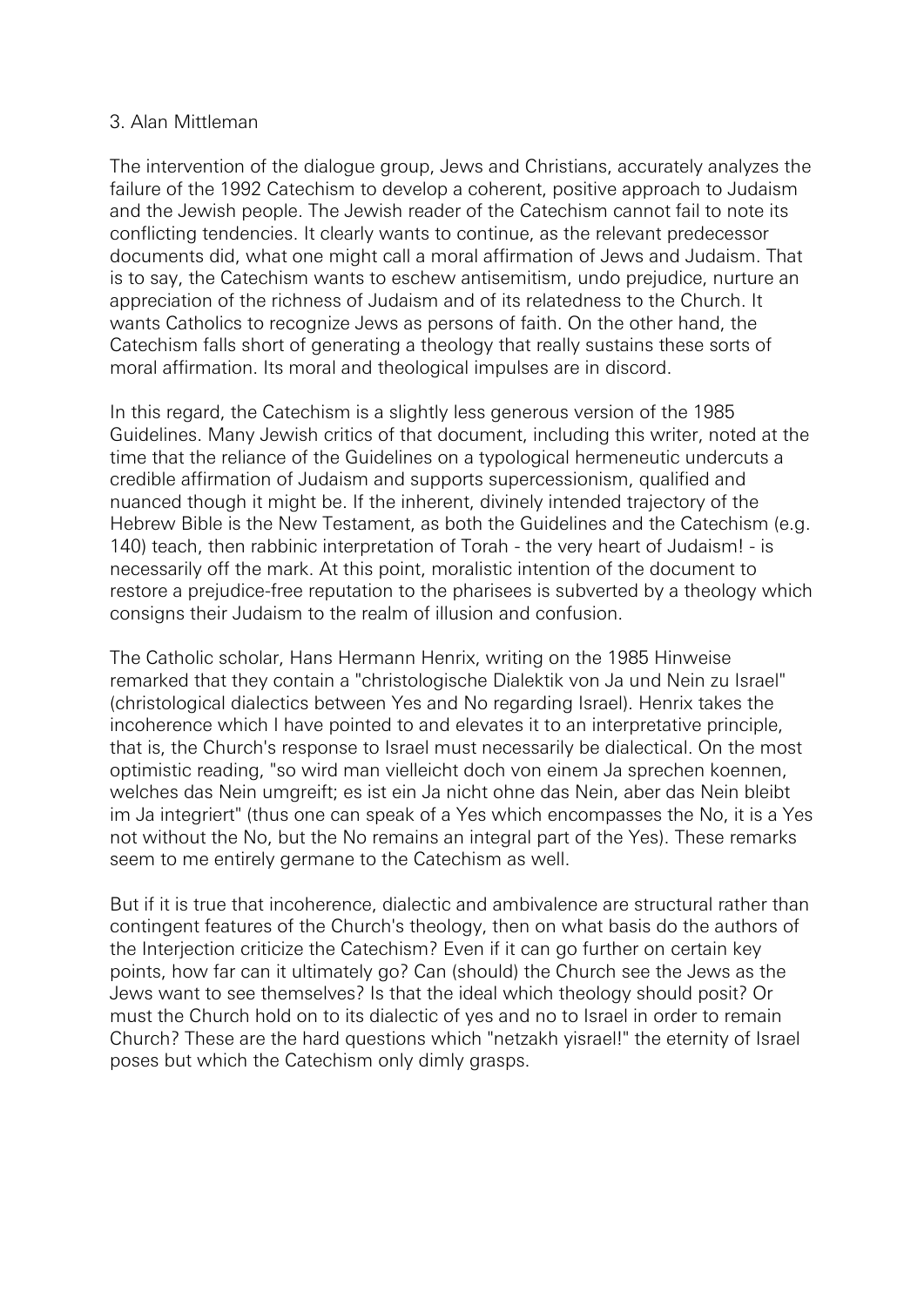### 3. Alan Mittleman

The intervention of the dialogue group, Jews and Christians, accurately analyzes the failure of the 1992 Catechism to develop a coherent, positive approach to Judaism and the Jewish people. The Jewish reader of the Catechism cannot fail to note its conflicting tendencies. It clearly wants to continue, as the relevant predecessor documents did, what one might call a moral affirmation of Jews and Judaism. That is to say, the Catechism wants to eschew antisemitism, undo prejudice, nurture an appreciation of the richness of Judaism and of its relatedness to the Church. It wants Catholics to recognize Jews as persons of faith. On the other hand, the Catechism falls short of generating a theology that really sustains these sorts of moral affirmation. Its moral and theological impulses are in discord.

In this regard, the Catechism is a slightly less generous version of the 1985 Guidelines. Many Jewish critics of that document, including this writer, noted at the time that the reliance of the Guidelines on a typological hermeneutic undercuts a credible affirmation of Judaism and supports supercessionism, qualified and nuanced though it might be. If the inherent, divinely intended trajectory of the Hebrew Bible is the New Testament, as both the Guidelines and the Catechism (e.g. 140) teach, then rabbinic interpretation of Torah - the very heart of Judaism! - is necessarily off the mark. At this point, moralistic intention of the document to restore a prejudice-free reputation to the pharisees is subverted by a theology which consigns their Judaism to the realm of illusion and confusion.

The Catholic scholar, Hans Hermann Henrix, writing on the 1985 Hinweise remarked that they contain a "christologische Dialektik von Ja und Nein zu Israel" (christological dialectics between Yes and No regarding Israel). Henrix takes the incoherence which I have pointed to and elevates it to an interpretative principle, that is, the Church's response to Israel must necessarily be dialectical. On the most optimistic reading, "so wird man vielleicht doch von einem Ja sprechen koennen, welches das Nein umgreift; es ist ein Ja nicht ohne das Nein, aber das Nein bleibt im Ja integriert" (thus one can speak of a Yes which encompasses the No, it is a Yes not without the No, but the No remains an integral part of the Yes). These remarks seem to me entirely germane to the Catechism as well.

But if it is true that incoherence, dialectic and ambivalence are structural rather than contingent features of the Church's theology, then on what basis do the authors of the Interjection criticize the Catechism? Even if it can go further on certain key points, how far can it ultimately go? Can (should) the Church see the Jews as the Jews want to see themselves? Is that the ideal which theology should posit? Or must the Church hold on to its dialectic of yes and no to Israel in order to remain Church? These are the hard questions which "netzakh yisrael!" the eternity of Israel poses but which the Catechism only dimly grasps.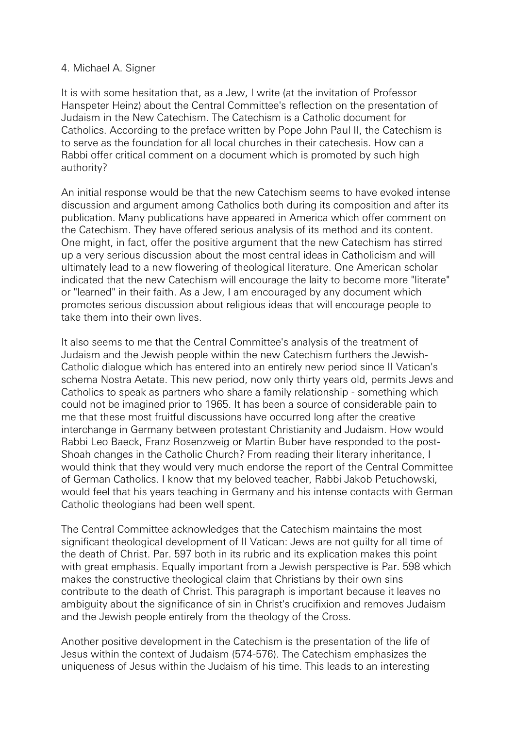## 4. Michael A. Signer

It is with some hesitation that, as a Jew, I write (at the invitation of Professor Hanspeter Heinz) about the Central Committee's reflection on the presentation of Judaism in the New Catechism. The Catechism is a Catholic document for Catholics. According to the preface written by Pope John Paul II, the Catechism is to serve as the foundation for all local churches in their catechesis. How can a Rabbi offer critical comment on a document which is promoted by such high authority?

An initial response would be that the new Catechism seems to have evoked intense discussion and argument among Catholics both during its composition and after its publication. Many publications have appeared in America which offer comment on the Catechism. They have offered serious analysis of its method and its content. One might, in fact, offer the positive argument that the new Catechism has stirred up a very serious discussion about the most central ideas in Catholicism and will ultimately lead to a new flowering of theological literature. One American scholar indicated that the new Catechism will encourage the laity to become more "literate" or "learned" in their faith. As a Jew, I am encouraged by any document which promotes serious discussion about religious ideas that will encourage people to take them into their own lives.

It also seems to me that the Central Committee's analysis of the treatment of Judaism and the Jewish people within the new Catechism furthers the Jewish-Catholic dialogue which has entered into an entirely new period since II Vatican's schema Nostra Aetate. This new period, now only thirty years old, permits Jews and Catholics to speak as partners who share a family relationship - something which could not be imagined prior to 1965. It has been a source of considerable pain to me that these most fruitful discussions have occurred long after the creative interchange in Germany between protestant Christianity and Judaism. How would Rabbi Leo Baeck, Franz Rosenzweig or Martin Buber have responded to the post-Shoah changes in the Catholic Church? From reading their literary inheritance, I would think that they would very much endorse the report of the Central Committee of German Catholics. I know that my beloved teacher, Rabbi Jakob Petuchowski, would feel that his years teaching in Germany and his intense contacts with German Catholic theologians had been well spent.

The Central Committee acknowledges that the Catechism maintains the most significant theological development of II Vatican: Jews are not guilty for all time of the death of Christ. Par. 597 both in its rubric and its explication makes this point with great emphasis. Equally important from a Jewish perspective is Par. 598 which makes the constructive theological claim that Christians by their own sins contribute to the death of Christ. This paragraph is important because it leaves no ambiguity about the significance of sin in Christ's crucifixion and removes Judaism and the Jewish people entirely from the theology of the Cross.

Another positive development in the Catechism is the presentation of the life of Jesus within the context of Judaism (574-576). The Catechism emphasizes the uniqueness of Jesus within the Judaism of his time. This leads to an interesting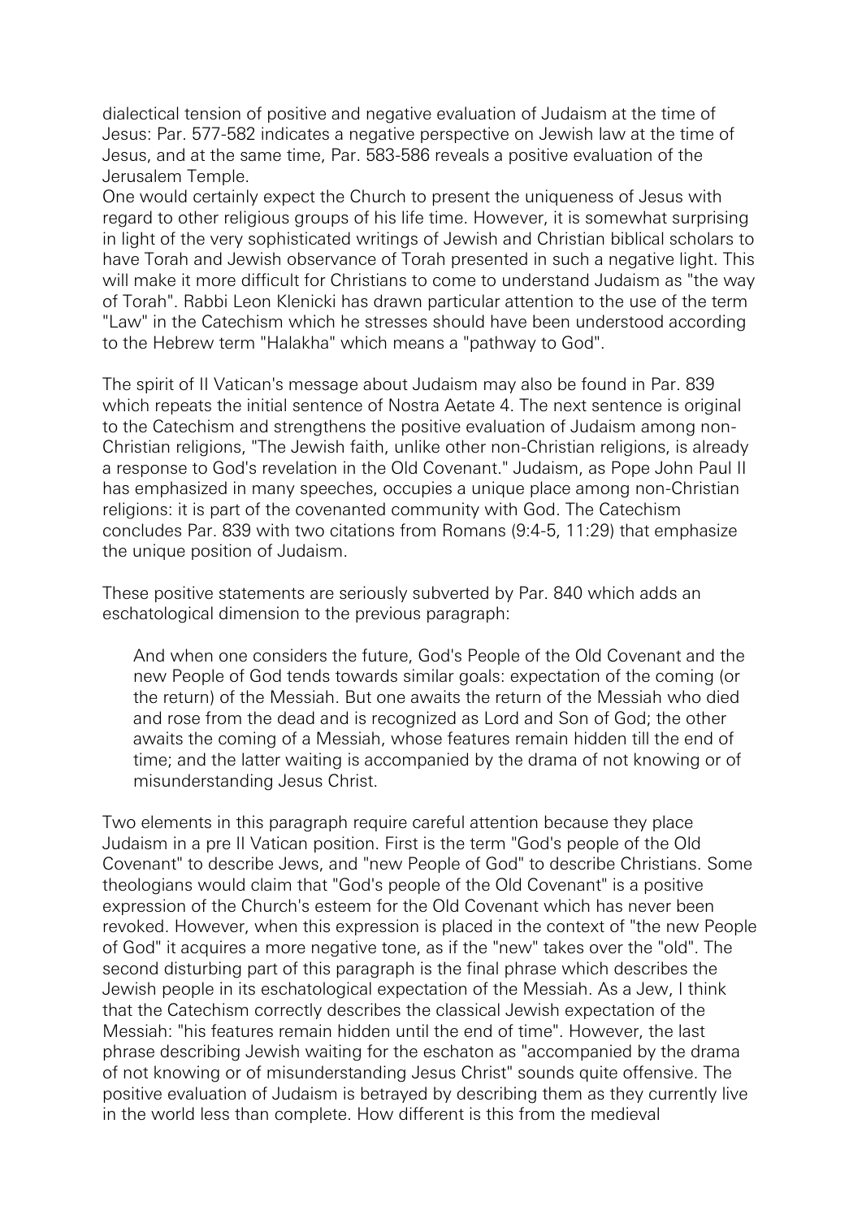dialectical tension of positive and negative evaluation of Judaism at the time of Jesus: Par. 577-582 indicates a negative perspective on Jewish law at the time of Jesus, and at the same time, Par. 583-586 reveals a positive evaluation of the Jerusalem Temple.

One would certainly expect the Church to present the uniqueness of Jesus with regard to other religious groups of his life time. However, it is somewhat surprising in light of the very sophisticated writings of Jewish and Christian biblical scholars to have Torah and Jewish observance of Torah presented in such a negative light. This will make it more difficult for Christians to come to understand Judaism as "the way of Torah". Rabbi Leon Klenicki has drawn particular attention to the use of the term "Law" in the Catechism which he stresses should have been understood according to the Hebrew term "Halakha" which means a "pathway to God".

The spirit of II Vatican's message about Judaism may also be found in Par. 839 which repeats the initial sentence of Nostra Aetate 4. The next sentence is original to the Catechism and strengthens the positive evaluation of Judaism among non-Christian religions, "The Jewish faith, unlike other non-Christian religions, is already a response to God's revelation in the Old Covenant." Judaism, as Pope John Paul II has emphasized in many speeches, occupies a unique place among non-Christian religions: it is part of the covenanted community with God. The Catechism concludes Par. 839 with two citations from Romans (9:4-5, 11:29) that emphasize the unique position of Judaism.

These positive statements are seriously subverted by Par. 840 which adds an eschatological dimension to the previous paragraph:

> And when one considers the future, God's People of the Old Covenant and the new People of God tends towards similar goals: expectation of the coming (or the return) of the Messiah. But one awaits the return of the Messiah who died and rose from the dead and is recognized as Lord and Son of God; the other awaits the coming of a Messiah, whose features remain hidden till the end of time; and the latter waiting is accompanied by the drama of not knowing or of misunderstanding Jesus Christ.

Two elements in this paragraph require careful attention because they place Judaism in a pre II Vatican position. First is the term "God's people of the Old Covenant" to describe Jews, and "new People of God" to describe Christians. Some theologians would claim that "God's people of the Old Covenant" is a positive expression of the Church's esteem for the Old Covenant which has never been revoked. However, when this expression is placed in the context of "the new People of God" it acquires a more negative tone, as if the "new" takes over the "old". The second disturbing part of this paragraph is the final phrase which describes the Jewish people in its eschatological expectation of the Messiah. As a Jew, I think that the Catechism correctly describes the classical Jewish expectation of the Messiah: "his features remain hidden until the end of time". However, the last phrase describing Jewish waiting for the eschaton as "accompanied by the drama of not knowing or of misunderstanding Jesus Christ" sounds quite offensive. The positive evaluation of Judaism is betrayed by describing them as they currently live in the world less than complete. How different is this from the medieval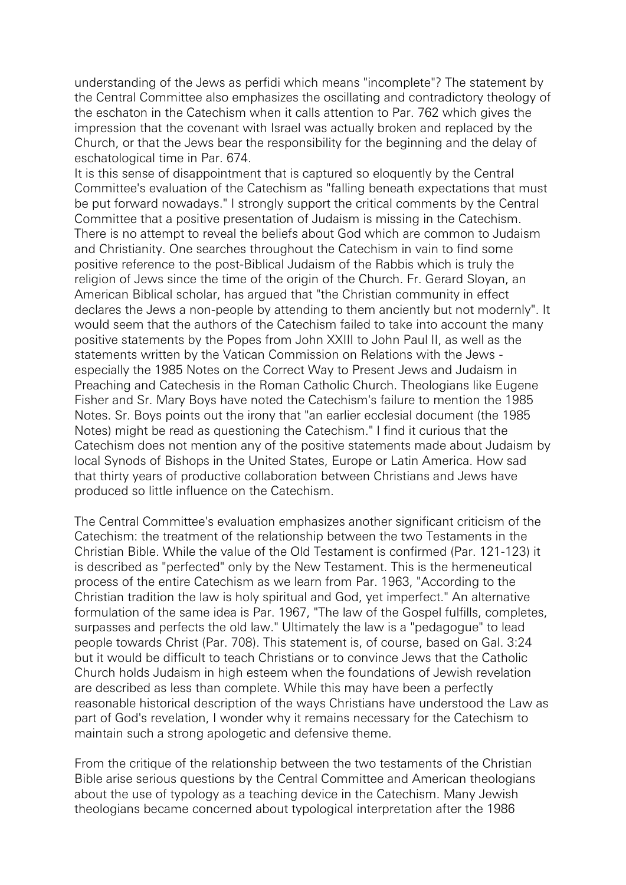understanding of the Jews as perfidi which means "incomplete"? The statement by the Central Committee also emphasizes the oscillating and contradictory theology of the eschaton in the Catechism when it calls attention to Par. 762 which gives the impression that the covenant with Israel was actually broken and replaced by the Church, or that the Jews bear the responsibility for the beginning and the delay of eschatological time in Par. 674.

It is this sense of disappointment that is captured so eloquently by the Central Committee's evaluation of the Catechism as "falling beneath expectations that must be put forward nowadays." I strongly support the critical comments by the Central Committee that a positive presentation of Judaism is missing in the Catechism. There is no attempt to reveal the beliefs about God which are common to Judaism and Christianity. One searches throughout the Catechism in vain to find some positive reference to the post-Biblical Judaism of the Rabbis which is truly the religion of Jews since the time of the origin of the Church. Fr. Gerard Sloyan, an American Biblical scholar, has argued that "the Christian community in effect declares the Jews a non-people by attending to them anciently but not modernly". It would seem that the authors of the Catechism failed to take into account the many positive statements by the Popes from John XXIII to John Paul II, as well as the statements written by the Vatican Commission on Relations with the Jews - especially the 1985 Notes on the Correct Way to Present Jews and Judaism in Preaching and Catechesis in the Roman Catholic Church. Theologians like Eugene Fisher and Sr. Mary Boys have noted the Catechism's failure to mention the 1985 Notes. Sr. Boys points out the irony that "an earlier ecclesial document (the 1985 Notes) might be read as questioning the Catechism." I find it curious that the Catechism does not mention any of the positive statements made about Judaism by local Synods of Bishops in the United States, Europe or Latin America. How sad that thirty years of productive collaboration between Christians and Jews have produced so little influence on the Catechism.

The Central Committee's evaluation emphasizes another significant criticism of the Catechism: the treatment of the relationship between the two Testaments in the Christian Bible. While the value of the Old Testament is confirmed (Par. 121-123) it is described as "perfected" only by the New Testament. This is the hermeneutical process of the entire Catechism as we learn from Par. 1963, "According to the Christian tradition the law is holy spiritual and God, yet imperfect." An alternative formulation of the same idea is Par. 1967, "The law of the Gospel fulfills, completes, surpasses and perfects the old law." Ultimately the law is a "pedagogue" to lead people towards Christ (Par. 708). This statement is, of course, based on Gal. 3:24 but it would be difficult to teach Christians or to convince Jews that the Catholic Church holds Judaism in high esteem when the foundations of Jewish revelation are described as less than complete. While this may have been a perfectly reasonable historical description of the ways Christians have understood the Law as part of God's revelation, I wonder why it remains necessary for the Catechism to maintain such a strong apologetic and defensive theme.

From the critique of the relationship between the two testaments of the Christian Bible arise serious questions by the Central Committee and American theologians about the use of typology as a teaching device in the Catechism. Many Jewish theologians became concerned about typological interpretation after the 1986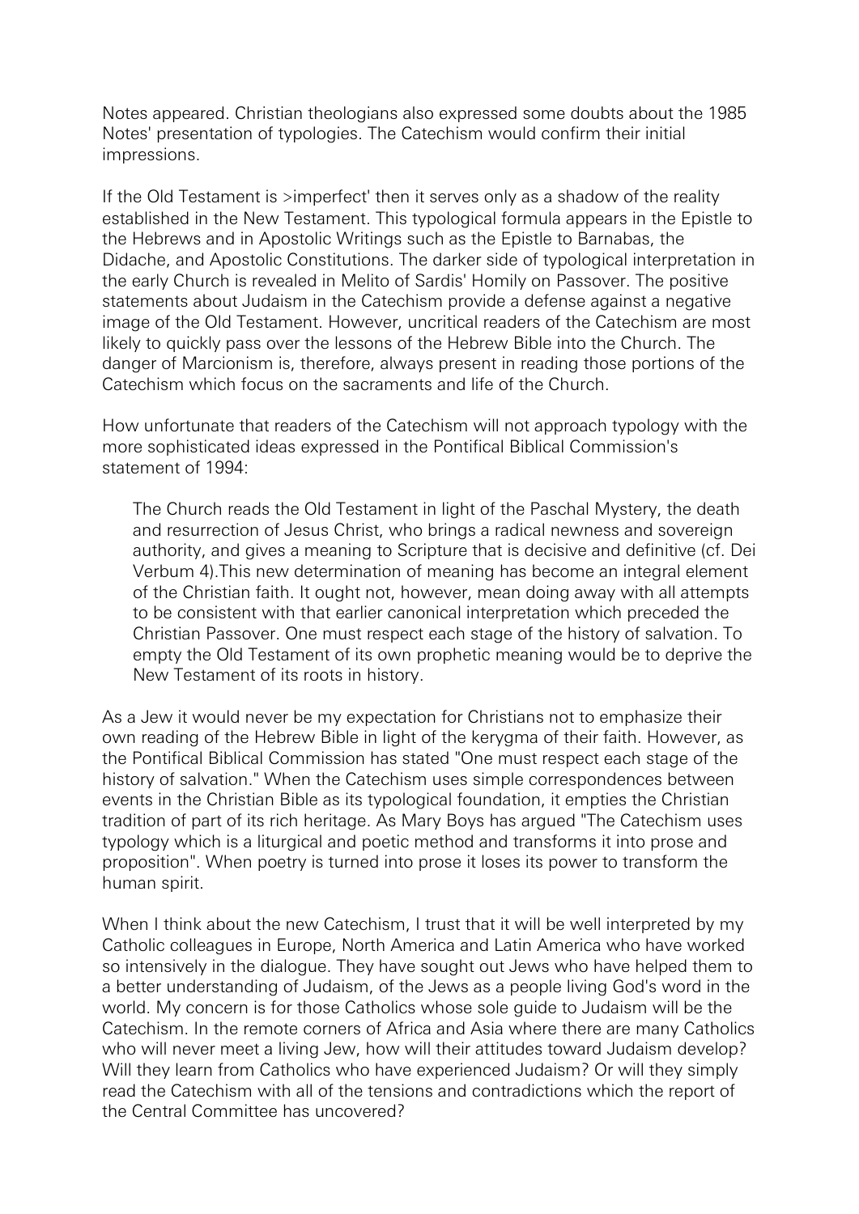Notes appeared. Christian theologians also expressed some doubts about the 1985 Notes' presentation of typologies. The Catechism would confirm their initial impressions.

If the Old Testament is >imperfect' then it serves only as a shadow of the reality established in the New Testament. This typological formula appears in the Epistle to the Hebrews and in Apostolic Writings such as the Epistle to Barnabas, the Didache, and Apostolic Constitutions. The darker side of typological interpretation in the early Church is revealed in Melito of Sardis' Homily on Passover. The positive statements about Judaism in the Catechism provide a defense against a negative image of the Old Testament. However, uncritical readers of the Catechism are most likely to quickly pass over the lessons of the Hebrew Bible into the Church. The danger of Marcionism is, therefore, always present in reading those portions of the Catechism which focus on the sacraments and life of the Church.

How unfortunate that readers of the Catechism will not approach typology with the more sophisticated ideas expressed in the Pontifical Biblical Commission's statement of 1994:

> The Church reads the Old Testament in light of the Paschal Mystery, the death and resurrection of Jesus Christ, who brings a radical newness and sovereign authority, and gives a meaning to Scripture that is decisive and definitive (cf. Dei Verbum 4).This new determination of meaning has become an integral element of the Christian faith. It ought not, however, mean doing away with all attempts to be consistent with that earlier canonical interpretation which preceded the Christian Passover. One must respect each stage of the history of salvation. To empty the Old Testament of its own prophetic meaning would be to deprive the New Testament of its roots in history.

As a Jew it would never be my expectation for Christians not to emphasize their own reading of the Hebrew Bible in light of the kerygma of their faith. However, as the Pontifical Biblical Commission has stated "One must respect each stage of the history of salvation." When the Catechism uses simple correspondences between events in the Christian Bible as its typological foundation, it empties the Christian tradition of part of its rich heritage. As Mary Boys has argued "The Catechism uses typology which is a liturgical and poetic method and transforms it into prose and proposition". When poetry is turned into prose it loses its power to transform the human spirit.

When I think about the new Catechism, I trust that it will be well interpreted by my Catholic colleagues in Europe, North America and Latin America who have worked so intensively in the dialogue. They have sought out Jews who have helped them to a better understanding of Judaism, of the Jews as a people living God's word in the world. My concern is for those Catholics whose sole guide to Judaism will be the Catechism. In the remote corners of Africa and Asia where there are many Catholics who will never meet a living Jew, how will their attitudes toward Judaism develop? Will they learn from Catholics who have experienced Judaism? Or will they simply read the Catechism with all of the tensions and contradictions which the report of the Central Committee has uncovered?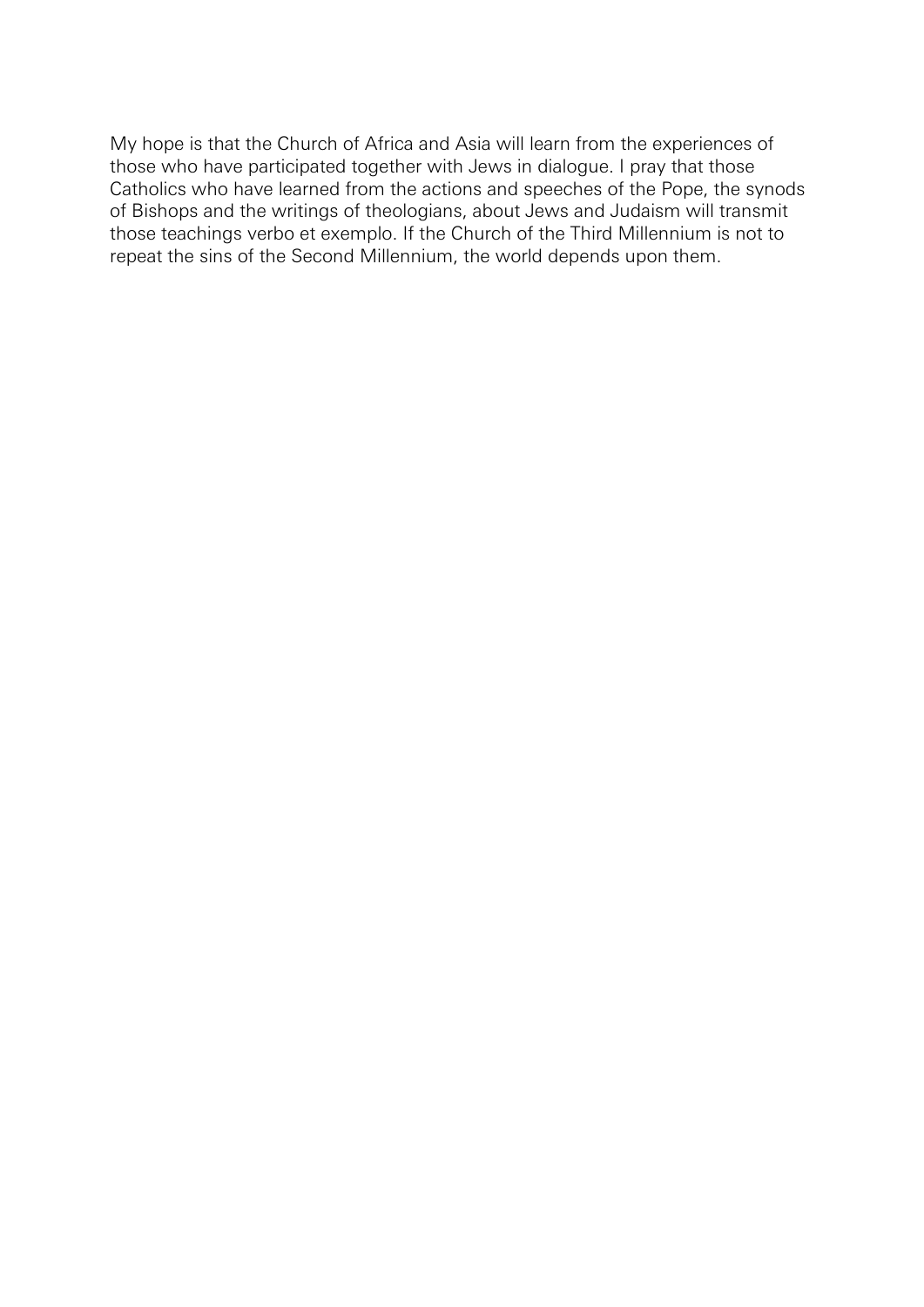My hope is that the Church of Africa and Asia will learn from the experiences of those who have participated together with Jews in dialogue. I pray that those Catholics who have learned from the actions and speeches of the Pope, the synods of Bishops and the writings of theologians, about Jews and Judaism will transmit those teachings verbo et exemplo. If the Church of the Third Millennium is not to repeat the sins of the Second Millennium, the world depends upon them.